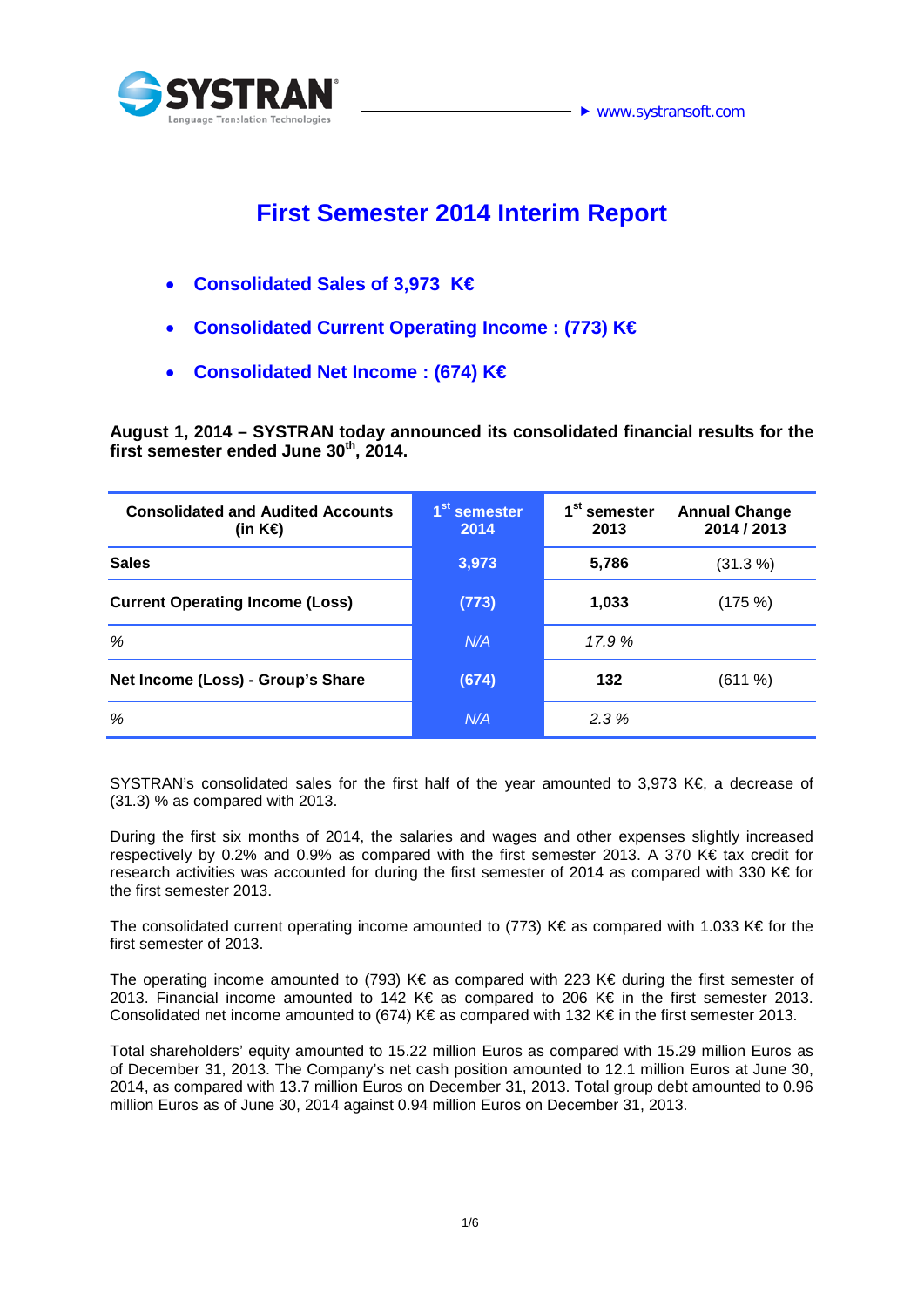SYSTRAN Language Translation Technologies

▸ www.systransoft.com

# First Semester 2014 Interim Report

- **Consolidated Sales of 3,973 K€**
- **Consolidated Current Operating Income : (773) K€**
- **Consolidated Net Income : (674) K€**

**August 1, 2014 – SYSTRAN today announced its consolidated financial results for the first semester ended June 30th, 2014.**

| Consolidated and Audited Accounts (in K€) | 1st semester 2014 | 1st semester 2013 | Annual Change 2014 / 2013 |
|---|---|---|---|
| **Sales** | **3,973** | **5,786** | (31.3 %) |
| **Current Operating Income (Loss)** | **(773)** | **1,033** | (175 %) |
| *%* | *N/A* | *17.9 %* | |
| **Net Income (Loss) - Group's Share** | **(674)** | **132** | (611 %) |
| *%* | *N/A* | *2.3 %* | |

SYSTRAN's consolidated sales for the first half of the year amounted to 3,973 K€, a decrease of (31.3) % as compared with 2013.

During the first six months of 2014, the salaries and wages and other expenses slightly increased respectively by 0.2% and 0.9% as compared with the first semester 2013. A 370 K€ tax credit for research activities was accounted for during the first semester of 2014 as compared with 330 K€ for the first semester 2013.

The consolidated current operating income amounted to (773) K€ as compared with 1.033 K€ for the first semester of 2013.

The operating income amounted to (793) K€ as compared with 223 K€ during the first semester of 2013. Financial income amounted to 142 K€ as compared to 206 K€ in the first semester 2013. Consolidated net income amounted to (674) K€ as compared with 132 K€ in the first semester 2013.

Total shareholders' equity amounted to 15.22 million Euros as compared with 15.29 million Euros as of December 31, 2013. The Company's net cash position amounted to 12.1 million Euros at June 30, 2014, as compared with 13.7 million Euros on December 31, 2013. Total group debt amounted to 0.96 million Euros as of June 30, 2014 against 0.94 million Euros on December 31, 2013.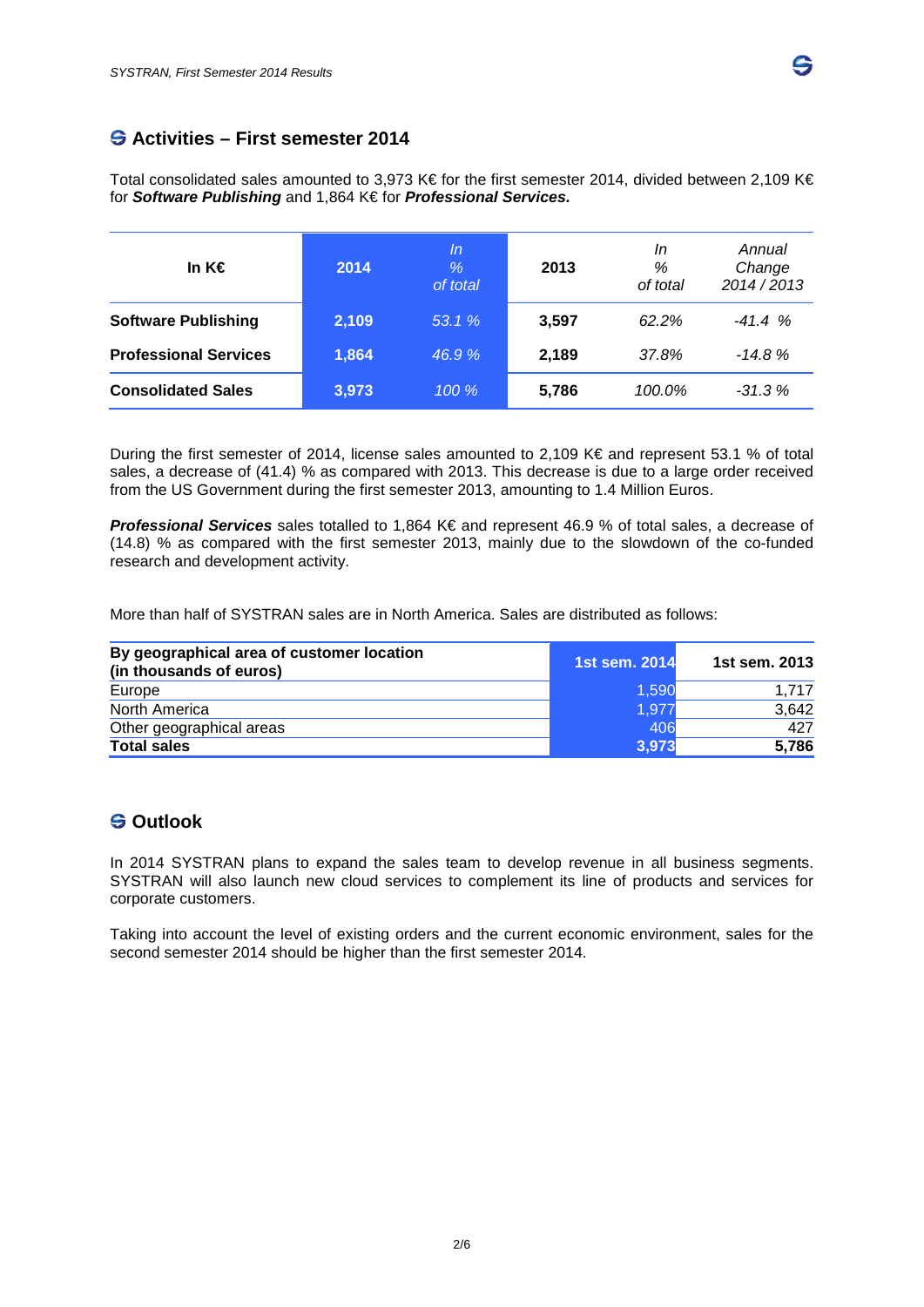## Activities – First semester 2014

Total consolidated sales amounted to 3,973 K€ for the first semester 2014, divided between 2,109 K€ for ***Software Publishing*** and 1,864 K€ for ***Professional Services.***

| In K€ | 2014 | *In % of total* | 2013 | *In % of total* | *Annual Change 2014 / 2013* |
|---|---|---|---|---|---|
| **Software Publishing** | **2,109** | *53.1 %* | **3,597** | *62.2%* | *-41.4 %* |
| **Professional Services** | **1,864** | *46.9 %* | **2,189** | *37.8%* | *-14.8 %* |
| **Consolidated Sales** | **3,973** | *100 %* | **5,786** | *100.0%* | *-31.3 %* |

During the first semester of 2014, license sales amounted to 2,109 K€ and represent 53.1 % of total sales, a decrease of (41.4) % as compared with 2013. This decrease is due to a large order received from the US Government during the first semester 2013, amounting to 1.4 Million Euros.

***Professional Services*** sales totalled to 1,864 K€ and represent 46.9 % of total sales, a decrease of (14.8) % as compared with the first semester 2013, mainly due to the slowdown of the co-funded research and development activity.

More than half of SYSTRAN sales are in North America. Sales are distributed as follows:

| By geographical area of customer location (in thousands of euros) | 1st sem. 2014 | 1st sem. 2013 |
|---|---|---|
| Europe | 1,590 | 1,717 |
| North America | 1,977 | 3,642 |
| Other geographical areas | 406 | 427 |
| **Total sales** | **3,973** | **5,786** |

## Outlook

In 2014 SYSTRAN plans to expand the sales team to develop revenue in all business segments. SYSTRAN will also launch new cloud services to complement its line of products and services for corporate customers.

Taking into account the level of existing orders and the current economic environment, sales for the second semester 2014 should be higher than the first semester 2014.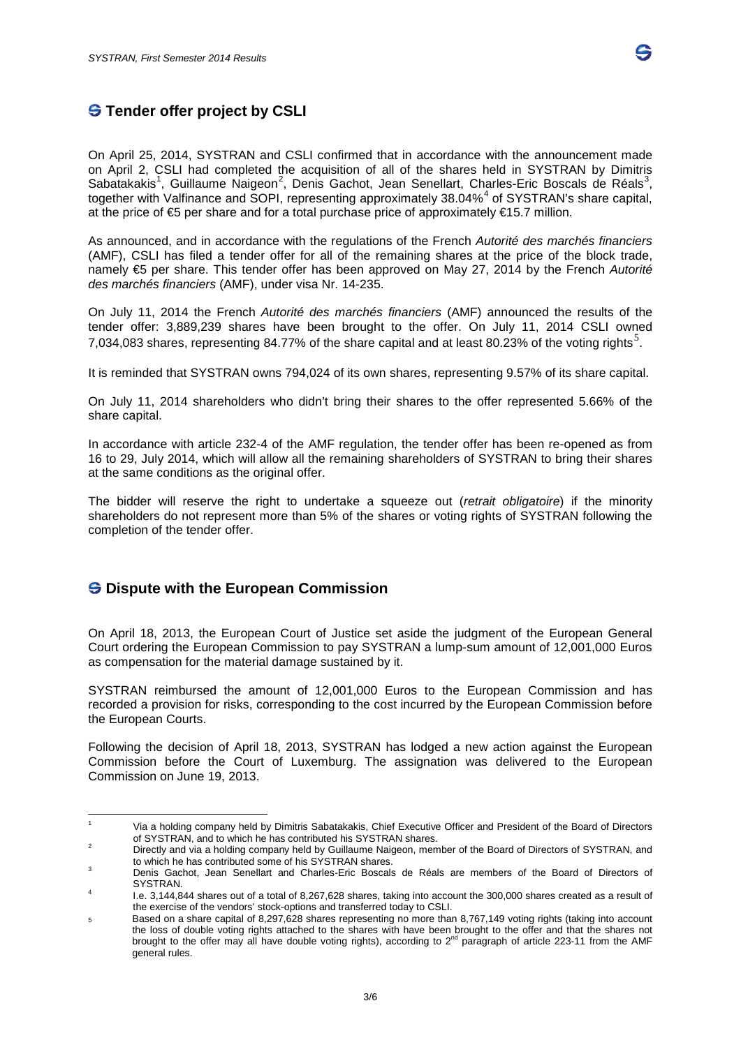## Tender offer project by CSLI

On April 25, 2014, SYSTRAN and CSLI confirmed that in accordance with the announcement made on April 2, CSLI had completed the acquisition of all of the shares held in SYSTRAN by Dimitris Sabatakakis[1], Guillaume Naigeon[2], Denis Gachot, Jean Senellart, Charles-Eric Boscals de Réals[3], together with Valfinance and SOPI, representing approximately 38.04%[4] of SYSTRAN's share capital, at the price of €5 per share and for a total purchase price of approximately €15.7 million.

As announced, and in accordance with the regulations of the French *Autorité des marchés financiers* (AMF), CSLI has filed a tender offer for all of the remaining shares at the price of the block trade, namely €5 per share. This tender offer has been approved on May 27, 2014 by the French *Autorité des marchés financiers* (AMF), under visa Nr. 14-235.

On July 11, 2014 the French *Autorité des marchés financiers* (AMF) announced the results of the tender offer: 3,889,239 shares have been brought to the offer. On July 11, 2014 CSLI owned 7,034,083 shares, representing 84.77% of the share capital and at least 80.23% of the voting rights[5].

It is reminded that SYSTRAN owns 794,024 of its own shares, representing 9.57% of its share capital.

On July 11, 2014 shareholders who didn't bring their shares to the offer represented 5.66% of the share capital.

In accordance with article 232-4 of the AMF regulation, the tender offer has been re-opened as from 16 to 29, July 2014, which will allow all the remaining shareholders of SYSTRAN to bring their shares at the same conditions as the original offer.

The bidder will reserve the right to undertake a squeeze out (*retrait obligatoire*) if the minority shareholders do not represent more than 5% of the shares or voting rights of SYSTRAN following the completion of the tender offer.

## Dispute with the European Commission

On April 18, 2013, the European Court of Justice set aside the judgment of the European General Court ordering the European Commission to pay SYSTRAN a lump-sum amount of 12,001,000 Euros as compensation for the material damage sustained by it.

SYSTRAN reimbursed the amount of 12,001,000 Euros to the European Commission and has recorded a provision for risks, corresponding to the cost incurred by the European Commission before the European Courts.

Following the decision of April 18, 2013, SYSTRAN has lodged a new action against the European Commission before the Court of Luxemburg. The assignation was delivered to the European Commission on June 19, 2013.

---

[1] Via a holding company held by Dimitris Sabatakakis, Chief Executive Officer and President of the Board of Directors of SYSTRAN, and to which he has contributed his SYSTRAN shares.

[2] Directly and via a holding company held by Guillaume Naigeon, member of the Board of Directors of SYSTRAN, and to which he has contributed some of his SYSTRAN shares.

[3] Denis Gachot, Jean Senellart and Charles-Eric Boscals de Réals are members of the Board of Directors of SYSTRAN.

[4] I.e. 3,144,844 shares out of a total of 8,267,628 shares, taking into account the 300,000 shares created as a result of the exercise of the vendors' stock-options and transferred today to CSLI.

[5] Based on a share capital of 8,297,628 shares representing no more than 8,767,149 voting rights (taking into account the loss of double voting rights attached to the shares with have been brought to the offer and that the shares not brought to the offer may all have double voting rights), according to 2nd paragraph of article 223-11 from the AMF general rules.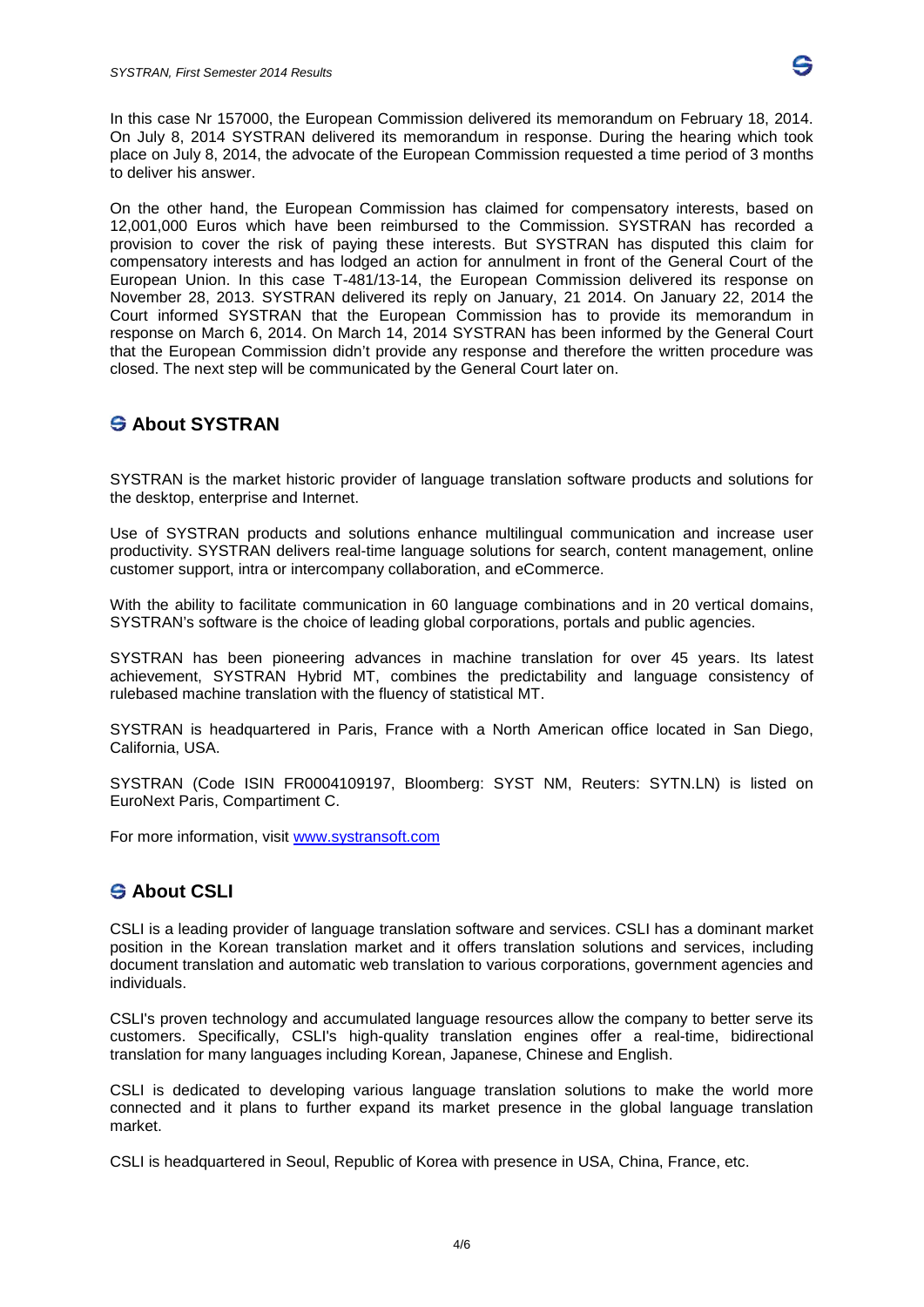In this case Nr 157000, the European Commission delivered its memorandum on February 18, 2014. On July 8, 2014 SYSTRAN delivered its memorandum in response. During the hearing which took place on July 8, 2014, the advocate of the European Commission requested a time period of 3 months to deliver his answer.

On the other hand, the European Commission has claimed for compensatory interests, based on 12,001,000 Euros which have been reimbursed to the Commission. SYSTRAN has recorded a provision to cover the risk of paying these interests. But SYSTRAN has disputed this claim for compensatory interests and has lodged an action for annulment in front of the General Court of the European Union. In this case T-481/13-14, the European Commission delivered its response on November 28, 2013. SYSTRAN delivered its reply on January, 21 2014. On January 22, 2014 the Court informed SYSTRAN that the European Commission has to provide its memorandum in response on March 6, 2014. On March 14, 2014 SYSTRAN has been informed by the General Court that the European Commission didn't provide any response and therefore the written procedure was closed. The next step will be communicated by the General Court later on.

## About SYSTRAN

SYSTRAN is the market historic provider of language translation software products and solutions for the desktop, enterprise and Internet.

Use of SYSTRAN products and solutions enhance multilingual communication and increase user productivity. SYSTRAN delivers real-time language solutions for search, content management, online customer support, intra or intercompany collaboration, and eCommerce.

With the ability to facilitate communication in 60 language combinations and in 20 vertical domains, SYSTRAN's software is the choice of leading global corporations, portals and public agencies.

SYSTRAN has been pioneering advances in machine translation for over 45 years. Its latest achievement, SYSTRAN Hybrid MT, combines the predictability and language consistency of rulebased machine translation with the fluency of statistical MT.

SYSTRAN is headquartered in Paris, France with a North American office located in San Diego, California, USA.

SYSTRAN (Code ISIN FR0004109197, Bloomberg: SYST NM, Reuters: SYTN.LN) is listed on EuroNext Paris, Compartiment C.

For more information, visit www.systransoft.com

## About CSLI

CSLI is a leading provider of language translation software and services. CSLI has a dominant market position in the Korean translation market and it offers translation solutions and services, including document translation and automatic web translation to various corporations, government agencies and individuals.

CSLI's proven technology and accumulated language resources allow the company to better serve its customers. Specifically, CSLI's high-quality translation engines offer a real-time, bidirectional translation for many languages including Korean, Japanese, Chinese and English.

CSLI is dedicated to developing various language translation solutions to make the world more connected and it plans to further expand its market presence in the global language translation market.

CSLI is headquartered in Seoul, Republic of Korea with presence in USA, China, France, etc.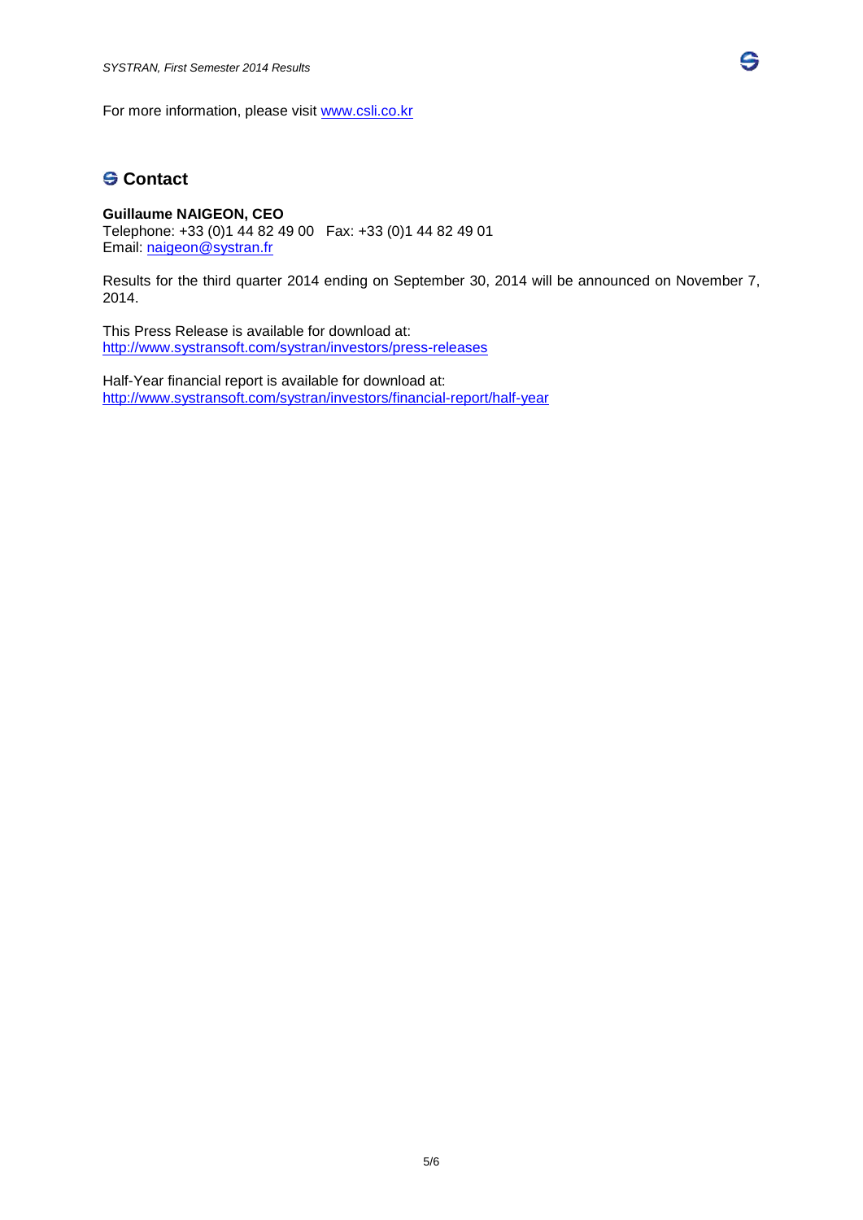For more information, please visit www.csli.co.kr

## Contact

**Guillaume NAIGEON, CEO**
Telephone: +33 (0)1 44 82 49 00   Fax: +33 (0)1 44 82 49 01
Email: naigeon@systran.fr

Results for the third quarter 2014 ending on September 30, 2014 will be announced on November 7, 2014.

This Press Release is available for download at:
http://www.systransoft.com/systran/investors/press-releases

Half-Year financial report is available for download at:
http://www.systransoft.com/systran/investors/financial-report/half-year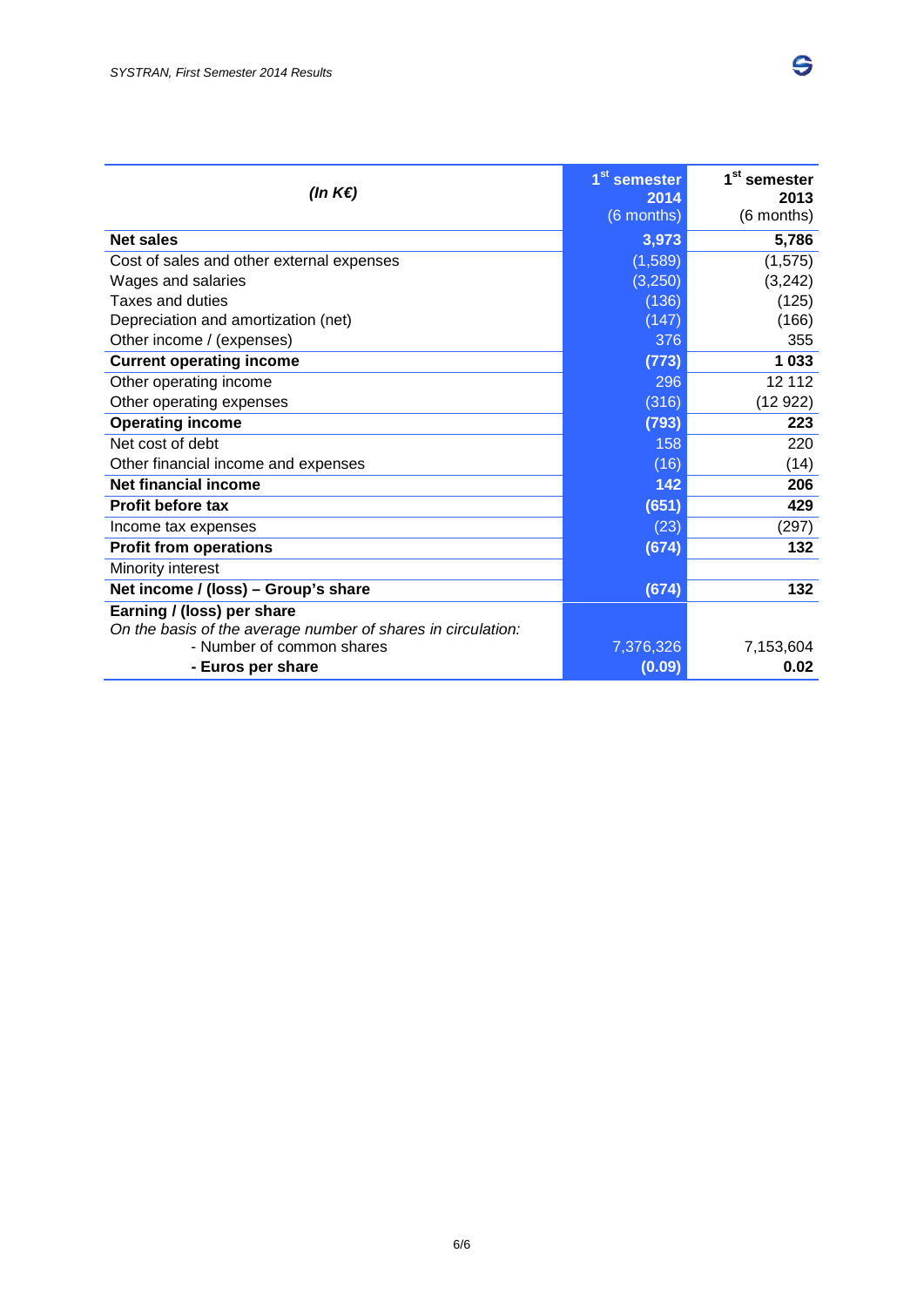| *(In K€)* | 1st semester 2014 (6 months) | 1st semester 2013 (6 months) |
|---|---|---|
| **Net sales** | **3,973** | **5,786** |
| Cost of sales and other external expenses | (1,589) | (1,575) |
| Wages and salaries | (3,250) | (3,242) |
| Taxes and duties | (136) | (125) |
| Depreciation and amortization (net) | (147) | (166) |
| Other income / (expenses) | 376 | 355 |
| **Current operating income** | **(773)** | **1 033** |
| Other operating income | 296 | 12 112 |
| Other operating expenses | (316) | (12 922) |
| **Operating income** | **(793)** | **223** |
| Net cost of debt | 158 | 220 |
| Other financial income and expenses | (16) | (14) |
| **Net financial income** | **142** | **206** |
| **Profit before tax** | **(651)** | **429** |
| Income tax expenses | (23) | (297) |
| **Profit from operations** | **(674)** | **132** |
| Minority interest | | |
| **Net income / (loss) – Group's share** | **(674)** | **132** |
| **Earning / (loss) per share** | | |
| *On the basis of the average number of shares in circulation:* | | |
| - Number of common shares | 7,376,326 | 7,153,604 |
| **- Euros per share** | **(0.09)** | **0.02** |